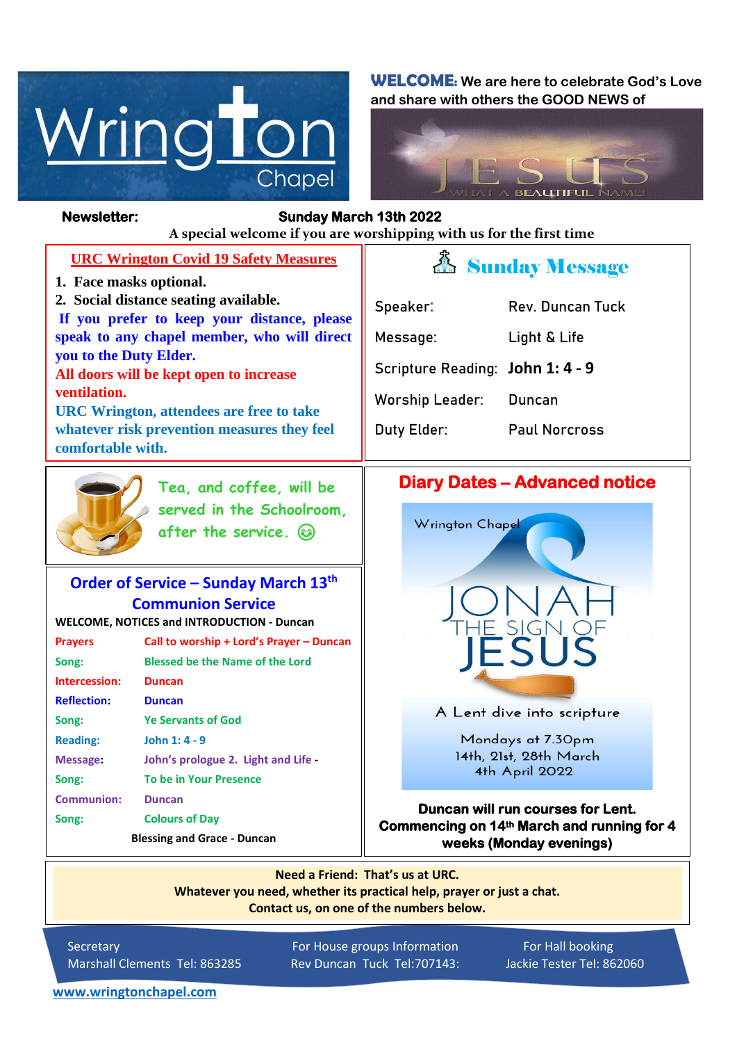# Wrington Chapel

**WELCOME:** We are here to celebrate God's Love and share with others the GOOD NEWS of

JESUS

WHAT A BEAUTIFUL NAME!

**Newsletter:** **Sunday March 13th 2022**

**A special welcome if you are worshipping with us for the first time**

## URC Wrington Covid 19 Safety Measures

1. **Face masks optional.**
2. **Social distance seating available.**

**If you prefer to keep your distance, please speak to any chapel member, who will direct you to the Duty Elder.**

**All doors will be kept open to increase ventilation.**

**URC Wrington, attendees are free to take whatever risk prevention measures they feel comfortable with.**

## Sunday Message

| | |
|---|---|
| Speaker: | Rev. Duncan Tuck |
| Message: | Light & Life |
| Scripture Reading: | **John 1: 4 - 9** |
| Worship Leader: | Duncan |
| Duty Elder: | Paul Norcross |

Tea, and coffee, will be served in the Schoolroom, after the service. ☺

## Order of Service – Sunday March 13th

### Communion Service

**WELCOME, NOTICES and INTRODUCTION - Duncan**

| | |
|---|---|
| **Prayers** | **Call to worship + Lord's Prayer – Duncan** |
| **Song:** | **Blessed be the Name of the Lord** |
| **Intercession:** | **Duncan** |
| **Reflection:** | **Duncan** |
| **Song:** | **Ye Servants of God** |
| **Reading:** | **John 1: 4 - 9** |
| **Message:** | **John's prologue 2. Light and Life -** |
| **Song:** | **To be in Your Presence** |
| **Communion:** | **Duncan** |
| **Song:** | **Colours of Day** |

**Blessing and Grace - Duncan**

## Diary Dates – Advanced notice

Wrington Chapel

JONAH THE SIGN OF JESUS

A Lent dive into scripture

Mondays at 7.30pm
14th, 21st, 28th March
4th April 2022

**Duncan will run courses for Lent. Commencing on 14th March and running for 4 weeks (Monday evenings)**

**Need a Friend: That's us at URC.**
**Whatever you need, whether its practical help, prayer or just a chat.**
**Contact us, on one of the numbers below.**

| Secretary | For House groups Information | For Hall booking |
|---|---|---|
| Marshall Clements Tel: 863285 | Rev Duncan Tuck Tel:707143: | Jackie Tester Tel: 862060 |

www.wringtonchapel.com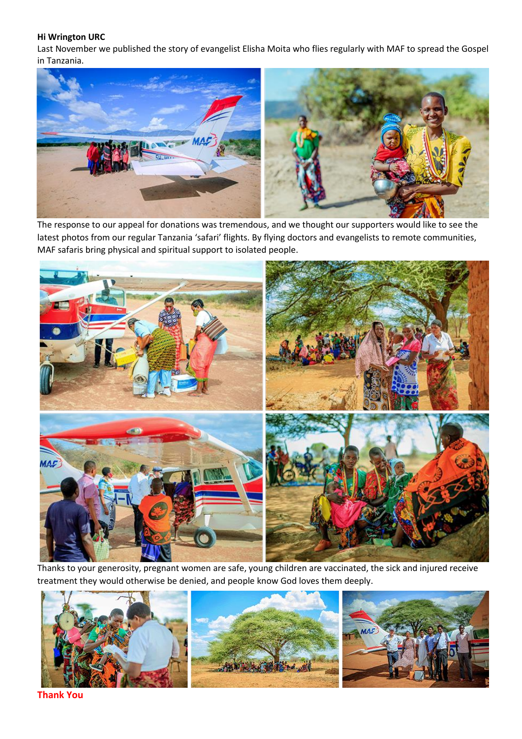**Hi Wrington URC**

Last November we published the story of evangelist Elisha Moita who flies regularly with MAF to spread the Gospel in Tanzania.

The response to our appeal for donations was tremendous, and we thought our supporters would like to see the latest photos from our regular Tanzania 'safari' flights. By flying doctors and evangelists to remote communities, MAF safaris bring physical and spiritual support to isolated people.

Thanks to your generosity, pregnant women are safe, young children are vaccinated, the sick and injured receive treatment they would otherwise be denied, and people know God loves them deeply.

**Thank You**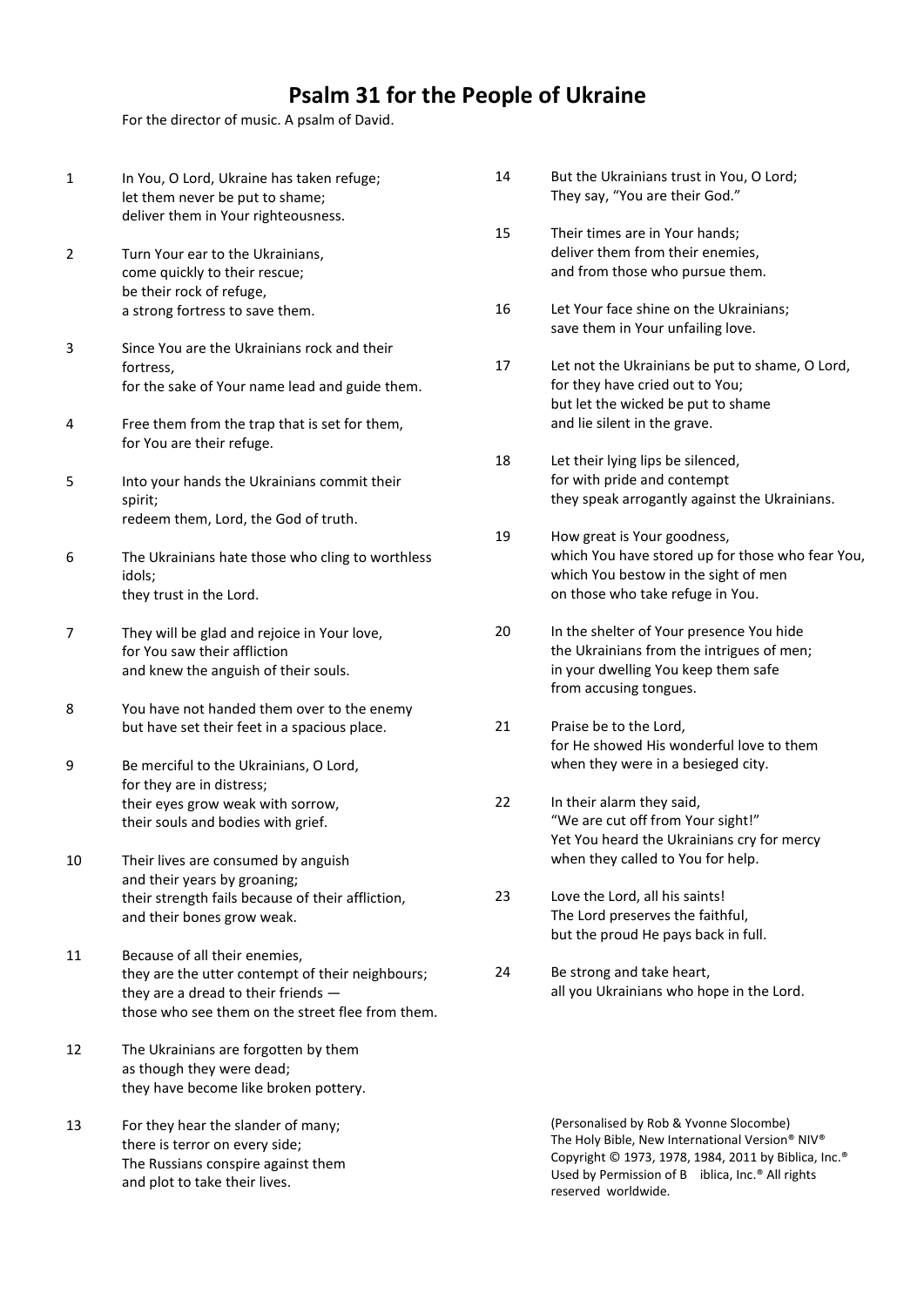# Psalm 31 for the People of Ukraine

For the director of music. A psalm of David.

1 In You, O Lord, Ukraine has taken refuge;
let them never be put to shame;
deliver them in Your righteousness.

2 Turn Your ear to the Ukrainians,
come quickly to their rescue;
be their rock of refuge,
a strong fortress to save them.

3 Since You are the Ukrainians rock and their fortress,
for the sake of Your name lead and guide them.

4 Free them from the trap that is set for them,
for You are their refuge.

5 Into your hands the Ukrainians commit their spirit;
redeem them, Lord, the God of truth.

6 The Ukrainians hate those who cling to worthless idols;
they trust in the Lord.

7 They will be glad and rejoice in Your love,
for You saw their affliction
and knew the anguish of their souls.

8 You have not handed them over to the enemy
but have set their feet in a spacious place.

9 Be merciful to the Ukrainians, O Lord,
for they are in distress;
their eyes grow weak with sorrow,
their souls and bodies with grief.

10 Their lives are consumed by anguish
and their years by groaning;
their strength fails because of their affliction,
and their bones grow weak.

11 Because of all their enemies,
they are the utter contempt of their neighbours;
they are a dread to their friends —
those who see them on the street flee from them.

12 The Ukrainians are forgotten by them
as though they were dead;
they have become like broken pottery.

13 For they hear the slander of many;
there is terror on every side;
The Russians conspire against them
and plot to take their lives.

14 But the Ukrainians trust in You, O Lord;
They say, "You are their God."

15 Their times are in Your hands;
deliver them from their enemies,
and from those who pursue them.

16 Let Your face shine on the Ukrainians;
save them in Your unfailing love.

17 Let not the Ukrainians be put to shame, O Lord,
for they have cried out to You;
but let the wicked be put to shame
and lie silent in the grave.

18 Let their lying lips be silenced,
for with pride and contempt
they speak arrogantly against the Ukrainians.

19 How great is Your goodness,
which You have stored up for those who fear You,
which You bestow in the sight of men
on those who take refuge in You.

20 In the shelter of Your presence You hide
the Ukrainians from the intrigues of men;
in your dwelling You keep them safe
from accusing tongues.

21 Praise be to the Lord,
for He showed His wonderful love to them
when they were in a besieged city.

22 In their alarm they said,
"We are cut off from Your sight!"
Yet You heard the Ukrainians cry for mercy
when they called to You for help.

23 Love the Lord, all his saints!
The Lord preserves the faithful,
but the proud He pays back in full.

24 Be strong and take heart,
all you Ukrainians who hope in the Lord.

(Personalised by Rob & Yvonne Slocombe)
The Holy Bible, New International Version® NIV®
Copyright © 1973, 1978, 1984, 2011 by Biblica, Inc.®
Used by Permission of B iblica, Inc.® All rights reserved worldwide.